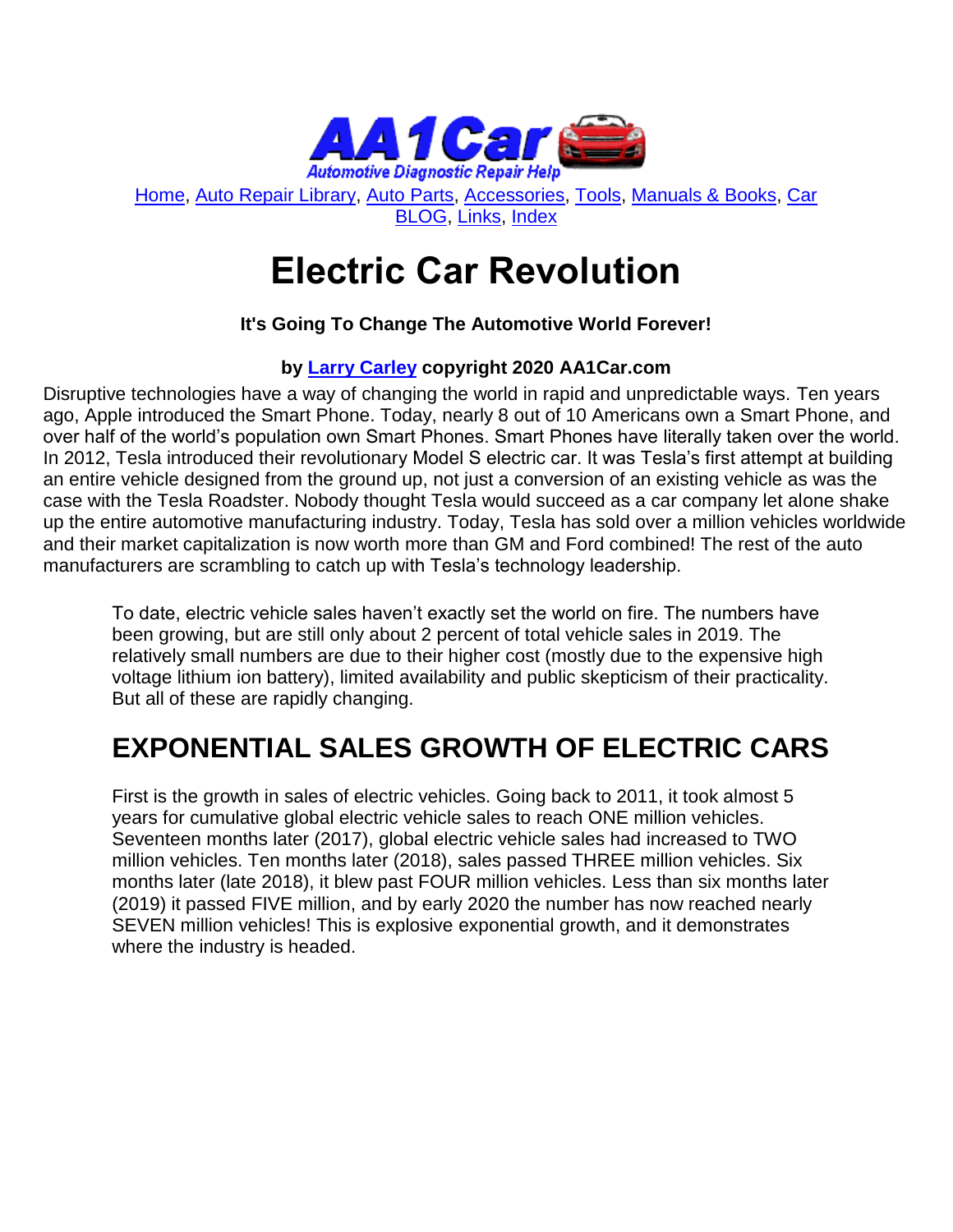Home, Auto Repair Library, Auto Parts, Accessories, Tools, Manuals & Books, Car BLOG, Links, Index

# Electric Car Revolution

**It's Going To Change The Automotive World Forever!**

**by Larry Carley copyright 2020 AA1Car.com**

Disruptive technologies have a way of changing the world in rapid and unpredictable ways. Ten years ago, Apple introduced the Smart Phone. Today, nearly 8 out of 10 Americans own a Smart Phone, and over half of the world's population own Smart Phones. Smart Phones have literally taken over the world. In 2012, Tesla introduced their revolutionary Model S electric car. It was Tesla's first attempt at building an entire vehicle designed from the ground up, not just a conversion of an existing vehicle as was the case with the Tesla Roadster. Nobody thought Tesla would succeed as a car company let alone shake up the entire automotive manufacturing industry. Today, Tesla has sold over a million vehicles worldwide and their market capitalization is now worth more than GM and Ford combined! The rest of the auto manufacturers are scrambling to catch up with Tesla's technology leadership.

To date, electric vehicle sales haven't exactly set the world on fire. The numbers have been growing, but are still only about 2 percent of total vehicle sales in 2019. The relatively small numbers are due to their higher cost (mostly due to the expensive high voltage lithium ion battery), limited availability and public skepticism of their practicality. But all of these are rapidly changing.

## EXPONENTIAL SALES GROWTH OF ELECTRIC CARS

First is the growth in sales of electric vehicles. Going back to 2011, it took almost 5 years for cumulative global electric vehicle sales to reach ONE million vehicles. Seventeen months later (2017), global electric vehicle sales had increased to TWO million vehicles. Ten months later (2018), sales passed THREE million vehicles. Six months later (late 2018), it blew past FOUR million vehicles. Less than six months later (2019) it passed FIVE million, and by early 2020 the number has now reached nearly SEVEN million vehicles! This is explosive exponential growth, and it demonstrates where the industry is headed.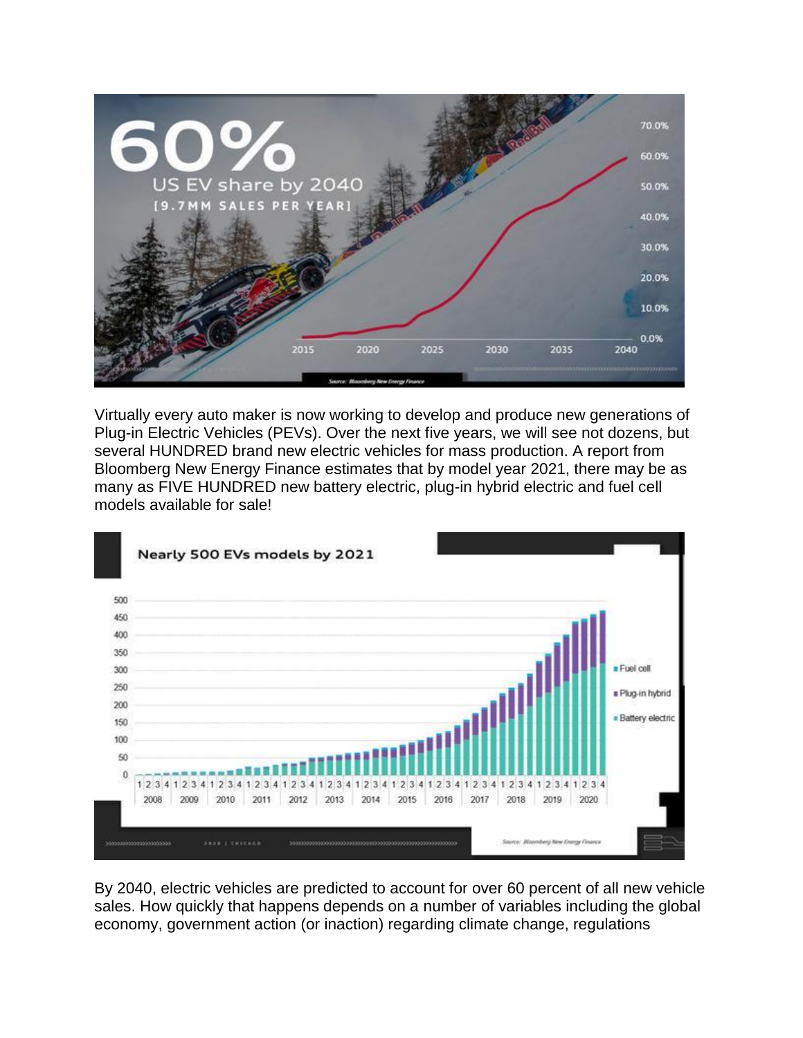Virtually every auto maker is now working to develop and produce new generations of Plug-in Electric Vehicles (PEVs). Over the next five years, we will see not dozens, but several HUNDRED brand new electric vehicles for mass production. A report from Bloomberg New Energy Finance estimates that by model year 2021, there may be as many as FIVE HUNDRED new battery electric, plug-in hybrid electric and fuel cell models available for sale!

By 2040, electric vehicles are predicted to account for over 60 percent of all new vehicle sales. How quickly that happens depends on a number of variables including the global economy, government action (or inaction) regarding climate change, regulations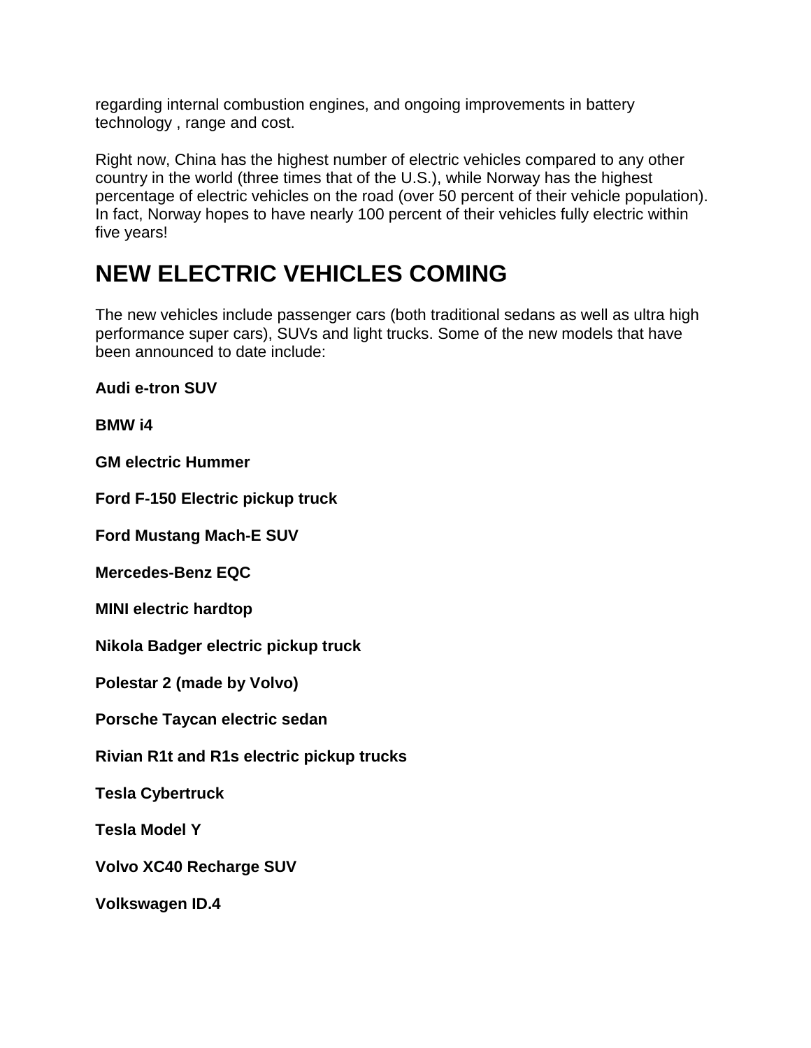regarding internal combustion engines, and ongoing improvements in battery technology , range and cost.

Right now, China has the highest number of electric vehicles compared to any other country in the world (three times that of the U.S.), while Norway has the highest percentage of electric vehicles on the road (over 50 percent of their vehicle population). In fact, Norway hopes to have nearly 100 percent of their vehicles fully electric within five years!

# NEW ELECTRIC VEHICLES COMING

The new vehicles include passenger cars (both traditional sedans as well as ultra high performance super cars), SUVs and light trucks. Some of the new models that have been announced to date include:

**Audi e-tron SUV**

**BMW i4**

**GM electric Hummer**

**Ford F-150 Electric pickup truck**

**Ford Mustang Mach-E SUV**

**Mercedes-Benz EQC**

**MINI electric hardtop**

**Nikola Badger electric pickup truck**

**Polestar 2 (made by Volvo)**

**Porsche Taycan electric sedan**

**Rivian R1t and R1s electric pickup trucks**

**Tesla Cybertruck**

**Tesla Model Y**

**Volvo XC40 Recharge SUV**

**Volkswagen ID.4**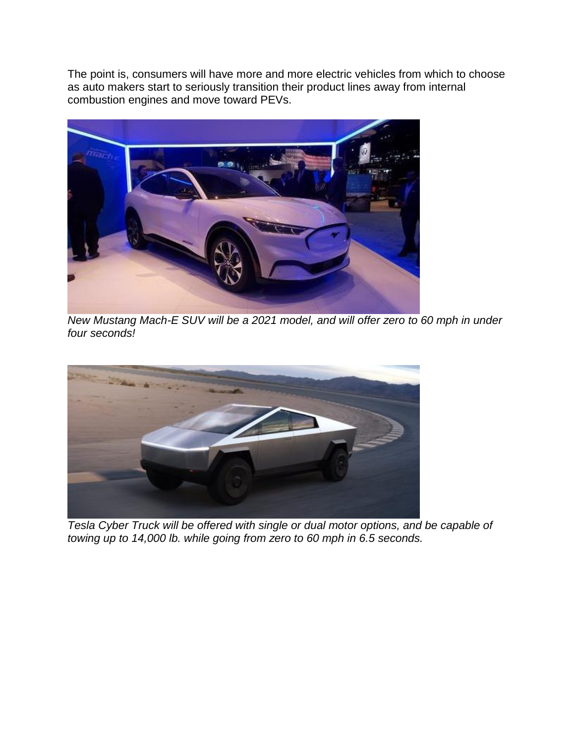The point is, consumers will have more and more electric vehicles from which to choose as auto makers start to seriously transition their product lines away from internal combustion engines and move toward PEVs.

*New Mustang Mach-E SUV will be a 2021 model, and will offer zero to 60 mph in under four seconds!*

*Tesla Cyber Truck will be offered with single or dual motor options, and be capable of towing up to 14,000 lb. while going from zero to 60 mph in 6.5 seconds.*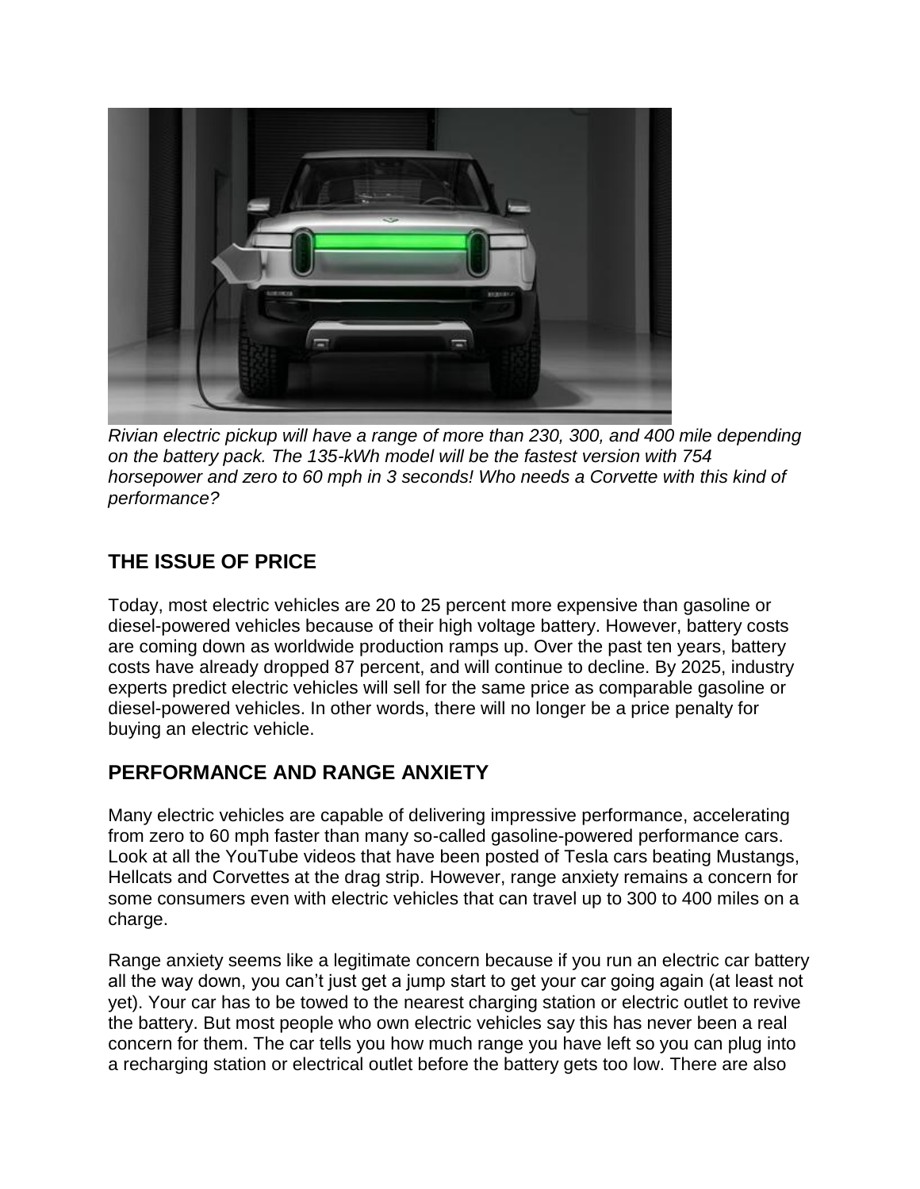*Rivian electric pickup will have a range of more than 230, 300, and 400 mile depending on the battery pack. The 135-kWh model will be the fastest version with 754 horsepower and zero to 60 mph in 3 seconds! Who needs a Corvette with this kind of performance?*

## THE ISSUE OF PRICE

Today, most electric vehicles are 20 to 25 percent more expensive than gasoline or diesel-powered vehicles because of their high voltage battery. However, battery costs are coming down as worldwide production ramps up. Over the past ten years, battery costs have already dropped 87 percent, and will continue to decline. By 2025, industry experts predict electric vehicles will sell for the same price as comparable gasoline or diesel-powered vehicles. In other words, there will no longer be a price penalty for buying an electric vehicle.

## PERFORMANCE AND RANGE ANXIETY

Many electric vehicles are capable of delivering impressive performance, accelerating from zero to 60 mph faster than many so-called gasoline-powered performance cars. Look at all the YouTube videos that have been posted of Tesla cars beating Mustangs, Hellcats and Corvettes at the drag strip. However, range anxiety remains a concern for some consumers even with electric vehicles that can travel up to 300 to 400 miles on a charge.

Range anxiety seems like a legitimate concern because if you run an electric car battery all the way down, you can't just get a jump start to get your car going again (at least not yet). Your car has to be towed to the nearest charging station or electric outlet to revive the battery. But most people who own electric vehicles say this has never been a real concern for them. The car tells you how much range you have left so you can plug into a recharging station or electrical outlet before the battery gets too low. There are also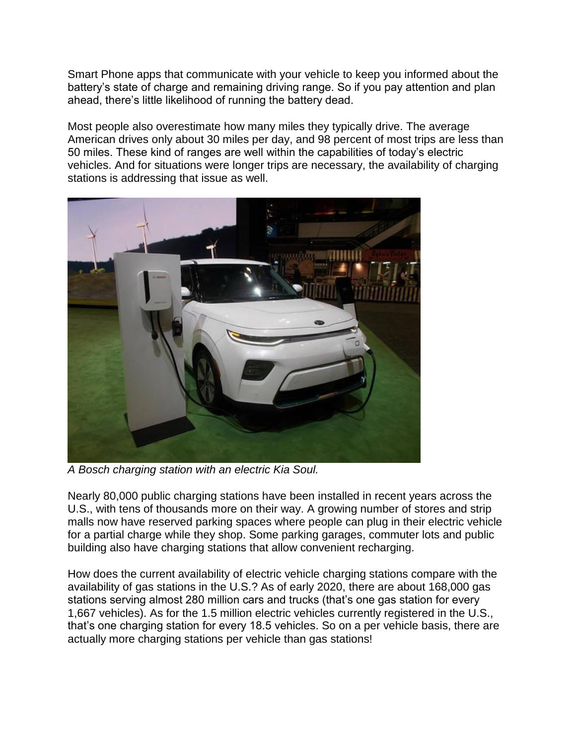Smart Phone apps that communicate with your vehicle to keep you informed about the battery's state of charge and remaining driving range. So if you pay attention and plan ahead, there's little likelihood of running the battery dead.

Most people also overestimate how many miles they typically drive. The average American drives only about 30 miles per day, and 98 percent of most trips are less than 50 miles. These kind of ranges are well within the capabilities of today's electric vehicles. And for situations were longer trips are necessary, the availability of charging stations is addressing that issue as well.

*A Bosch charging station with an electric Kia Soul.*

Nearly 80,000 public charging stations have been installed in recent years across the U.S., with tens of thousands more on their way. A growing number of stores and strip malls now have reserved parking spaces where people can plug in their electric vehicle for a partial charge while they shop. Some parking garages, commuter lots and public building also have charging stations that allow convenient recharging.

How does the current availability of electric vehicle charging stations compare with the availability of gas stations in the U.S.? As of early 2020, there are about 168,000 gas stations serving almost 280 million cars and trucks (that's one gas station for every 1,667 vehicles). As for the 1.5 million electric vehicles currently registered in the U.S., that's one charging station for every 18.5 vehicles. So on a per vehicle basis, there are actually more charging stations per vehicle than gas stations!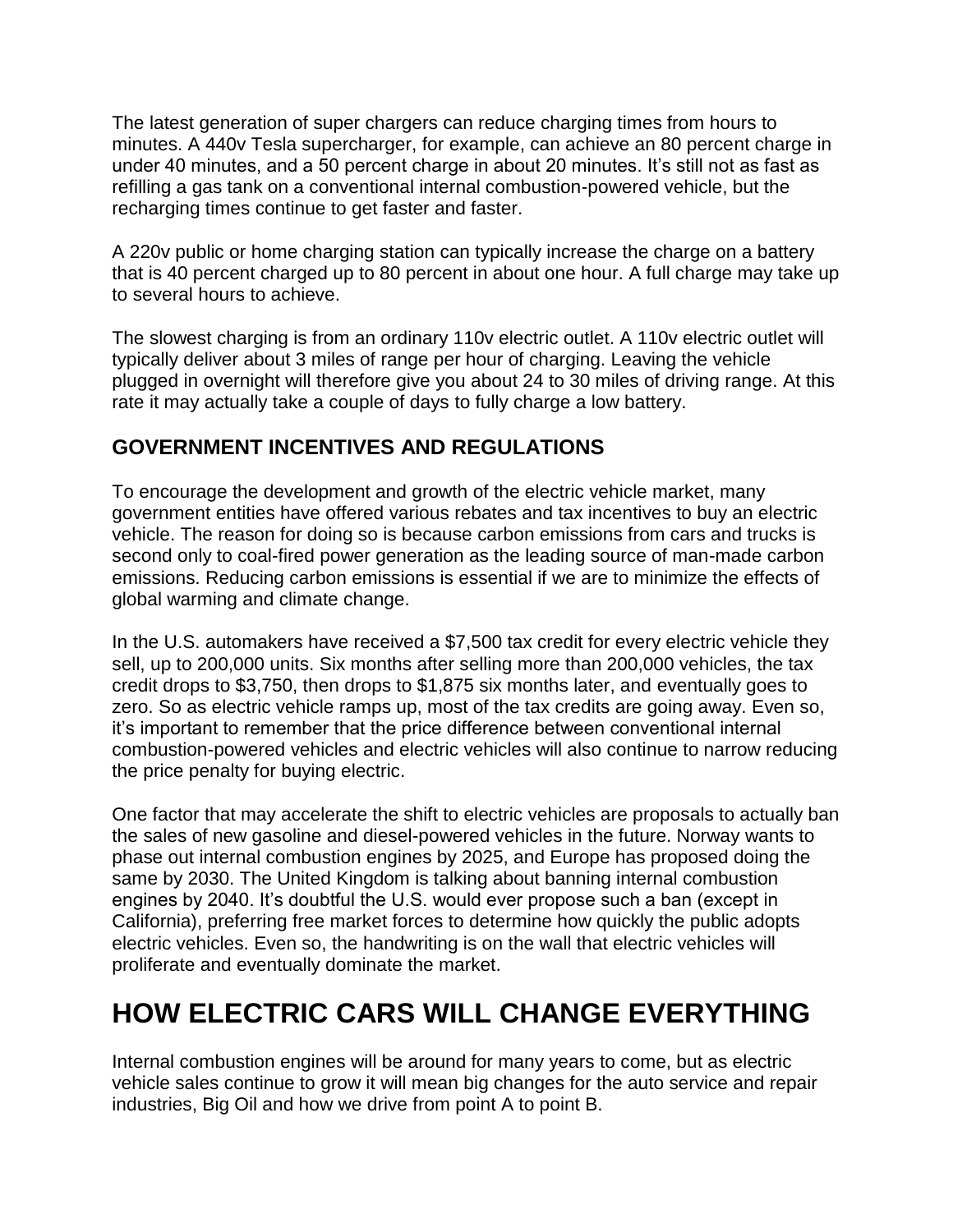The latest generation of super chargers can reduce charging times from hours to minutes. A 440v Tesla supercharger, for example, can achieve an 80 percent charge in under 40 minutes, and a 50 percent charge in about 20 minutes. It's still not as fast as refilling a gas tank on a conventional internal combustion-powered vehicle, but the recharging times continue to get faster and faster.

A 220v public or home charging station can typically increase the charge on a battery that is 40 percent charged up to 80 percent in about one hour. A full charge may take up to several hours to achieve.

The slowest charging is from an ordinary 110v electric outlet. A 110v electric outlet will typically deliver about 3 miles of range per hour of charging. Leaving the vehicle plugged in overnight will therefore give you about 24 to 30 miles of driving range. At this rate it may actually take a couple of days to fully charge a low battery.

### GOVERNMENT INCENTIVES AND REGULATIONS

To encourage the development and growth of the electric vehicle market, many government entities have offered various rebates and tax incentives to buy an electric vehicle. The reason for doing so is because carbon emissions from cars and trucks is second only to coal-fired power generation as the leading source of man-made carbon emissions. Reducing carbon emissions is essential if we are to minimize the effects of global warming and climate change.

In the U.S. automakers have received a $7,500 tax credit for every electric vehicle they sell, up to 200,000 units. Six months after selling more than 200,000 vehicles, the tax credit drops to $3,750, then drops to $1,875 six months later, and eventually goes to zero. So as electric vehicle ramps up, most of the tax credits are going away. Even so, it's important to remember that the price difference between conventional internal combustion-powered vehicles and electric vehicles will also continue to narrow reducing the price penalty for buying electric.

One factor that may accelerate the shift to electric vehicles are proposals to actually ban the sales of new gasoline and diesel-powered vehicles in the future. Norway wants to phase out internal combustion engines by 2025, and Europe has proposed doing the same by 2030. The United Kingdom is talking about banning internal combustion engines by 2040. It's doubtful the U.S. would ever propose such a ban (except in California), preferring free market forces to determine how quickly the public adopts electric vehicles. Even so, the handwriting is on the wall that electric vehicles will proliferate and eventually dominate the market.

## HOW ELECTRIC CARS WILL CHANGE EVERYTHING

Internal combustion engines will be around for many years to come, but as electric vehicle sales continue to grow it will mean big changes for the auto service and repair industries, Big Oil and how we drive from point A to point B.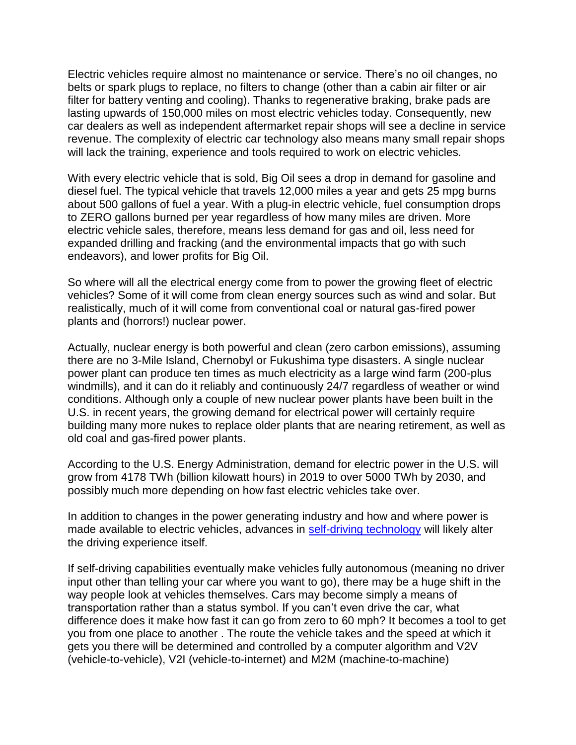Electric vehicles require almost no maintenance or service. There's no oil changes, no belts or spark plugs to replace, no filters to change (other than a cabin air filter or air filter for battery venting and cooling). Thanks to regenerative braking, brake pads are lasting upwards of 150,000 miles on most electric vehicles today. Consequently, new car dealers as well as independent aftermarket repair shops will see a decline in service revenue. The complexity of electric car technology also means many small repair shops will lack the training, experience and tools required to work on electric vehicles.

With every electric vehicle that is sold, Big Oil sees a drop in demand for gasoline and diesel fuel. The typical vehicle that travels 12,000 miles a year and gets 25 mpg burns about 500 gallons of fuel a year. With a plug-in electric vehicle, fuel consumption drops to ZERO gallons burned per year regardless of how many miles are driven. More electric vehicle sales, therefore, means less demand for gas and oil, less need for expanded drilling and fracking (and the environmental impacts that go with such endeavors), and lower profits for Big Oil.

So where will all the electrical energy come from to power the growing fleet of electric vehicles? Some of it will come from clean energy sources such as wind and solar. But realistically, much of it will come from conventional coal or natural gas-fired power plants and (horrors!) nuclear power.

Actually, nuclear energy is both powerful and clean (zero carbon emissions), assuming there are no 3-Mile Island, Chernobyl or Fukushima type disasters. A single nuclear power plant can produce ten times as much electricity as a large wind farm (200-plus windmills), and it can do it reliably and continuously 24/7 regardless of weather or wind conditions. Although only a couple of new nuclear power plants have been built in the U.S. in recent years, the growing demand for electrical power will certainly require building many more nukes to replace older plants that are nearing retirement, as well as old coal and gas-fired power plants.

According to the U.S. Energy Administration, demand for electric power in the U.S. will grow from 4178 TWh (billion kilowatt hours) in 2019 to over 5000 TWh by 2030, and possibly much more depending on how fast electric vehicles take over.

In addition to changes in the power generating industry and how and where power is made available to electric vehicles, advances in [self-driving technology]() will likely alter the driving experience itself.

If self-driving capabilities eventually make vehicles fully autonomous (meaning no driver input other than telling your car where you want to go), there may be a huge shift in the way people look at vehicles themselves. Cars may become simply a means of transportation rather than a status symbol. If you can't even drive the car, what difference does it make how fast it can go from zero to 60 mph? It becomes a tool to get you from one place to another . The route the vehicle takes and the speed at which it gets you there will be determined and controlled by a computer algorithm and V2V (vehicle-to-vehicle), V2I (vehicle-to-internet) and M2M (machine-to-machine)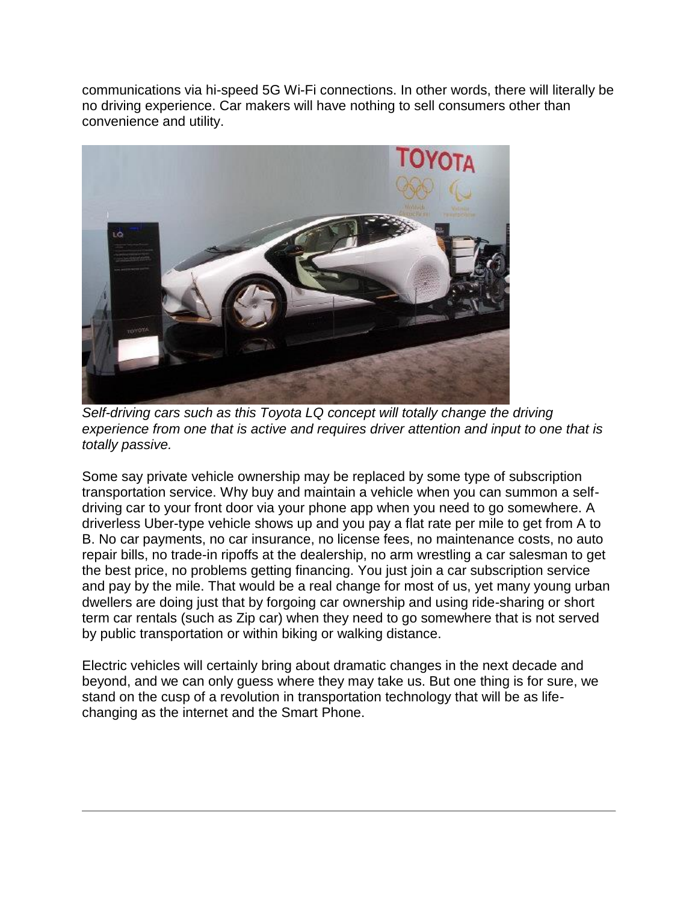communications via hi-speed 5G Wi-Fi connections. In other words, there will literally be no driving experience. Car makers will have nothing to sell consumers other than convenience and utility.

*Self-driving cars such as this Toyota LQ concept will totally change the driving experience from one that is active and requires driver attention and input to one that is totally passive.*

Some say private vehicle ownership may be replaced by some type of subscription transportation service. Why buy and maintain a vehicle when you can summon a self-driving car to your front door via your phone app when you need to go somewhere. A driverless Uber-type vehicle shows up and you pay a flat rate per mile to get from A to B. No car payments, no car insurance, no license fees, no maintenance costs, no auto repair bills, no trade-in ripoffs at the dealership, no arm wrestling a car salesman to get the best price, no problems getting financing. You just join a car subscription service and pay by the mile. That would be a real change for most of us, yet many young urban dwellers are doing just that by forgoing car ownership and using ride-sharing or short term car rentals (such as Zip car) when they need to go somewhere that is not served by public transportation or within biking or walking distance.

Electric vehicles will certainly bring about dramatic changes in the next decade and beyond, and we can only guess where they may take us. But one thing is for sure, we stand on the cusp of a revolution in transportation technology that will be as life-changing as the internet and the Smart Phone.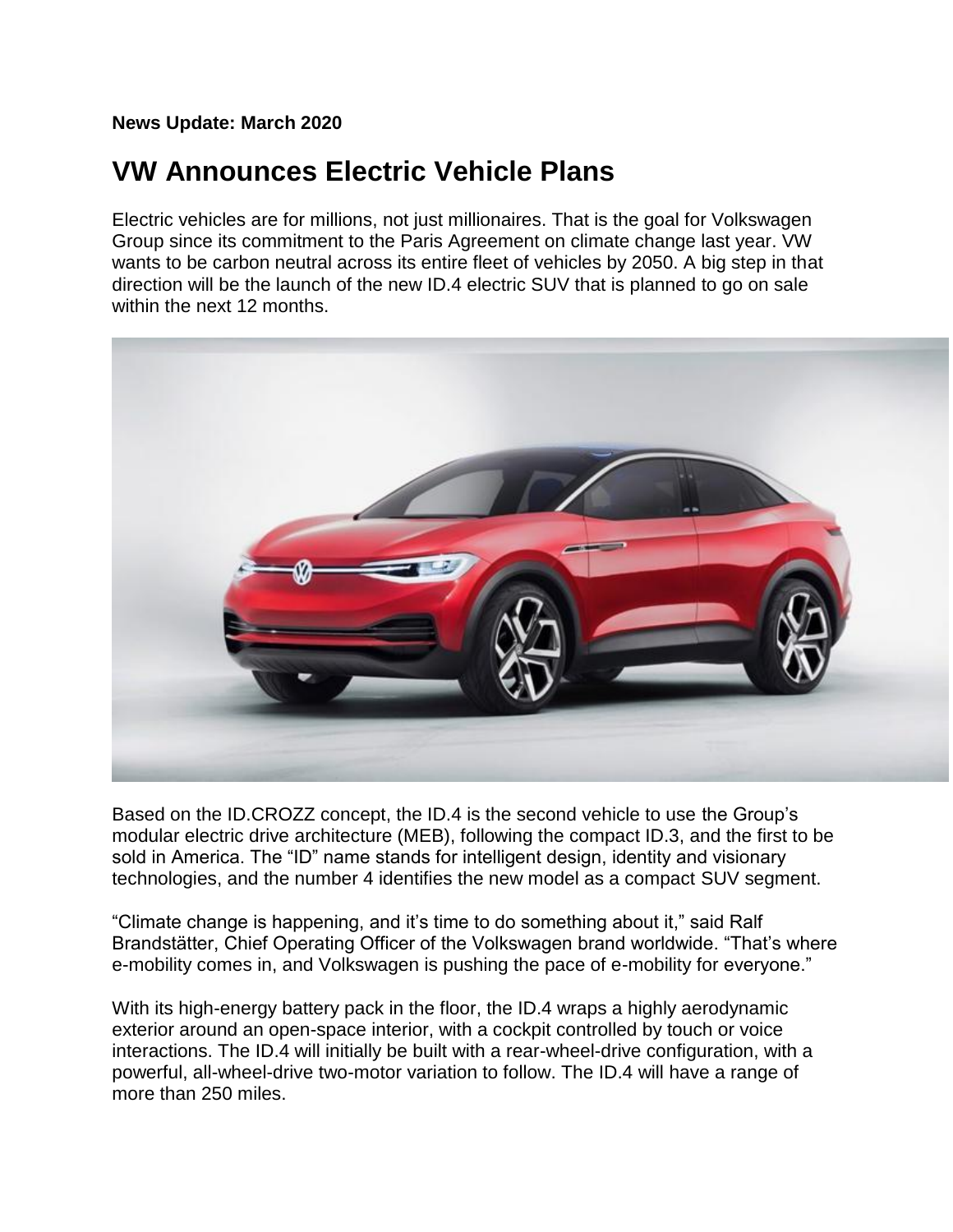**News Update: March 2020**

# VW Announces Electric Vehicle Plans

Electric vehicles are for millions, not just millionaires. That is the goal for Volkswagen Group since its commitment to the Paris Agreement on climate change last year. VW wants to be carbon neutral across its entire fleet of vehicles by 2050. A big step in that direction will be the launch of the new ID.4 electric SUV that is planned to go on sale within the next 12 months.

Based on the ID.CROZZ concept, the ID.4 is the second vehicle to use the Group's modular electric drive architecture (MEB), following the compact ID.3, and the first to be sold in America. The "ID" name stands for intelligent design, identity and visionary technologies, and the number 4 identifies the new model as a compact SUV segment.

"Climate change is happening, and it's time to do something about it," said Ralf Brandstätter, Chief Operating Officer of the Volkswagen brand worldwide. "That's where e-mobility comes in, and Volkswagen is pushing the pace of e-mobility for everyone."

With its high-energy battery pack in the floor, the ID.4 wraps a highly aerodynamic exterior around an open-space interior, with a cockpit controlled by touch or voice interactions. The ID.4 will initially be built with a rear-wheel-drive configuration, with a powerful, all-wheel-drive two-motor variation to follow. The ID.4 will have a range of more than 250 miles.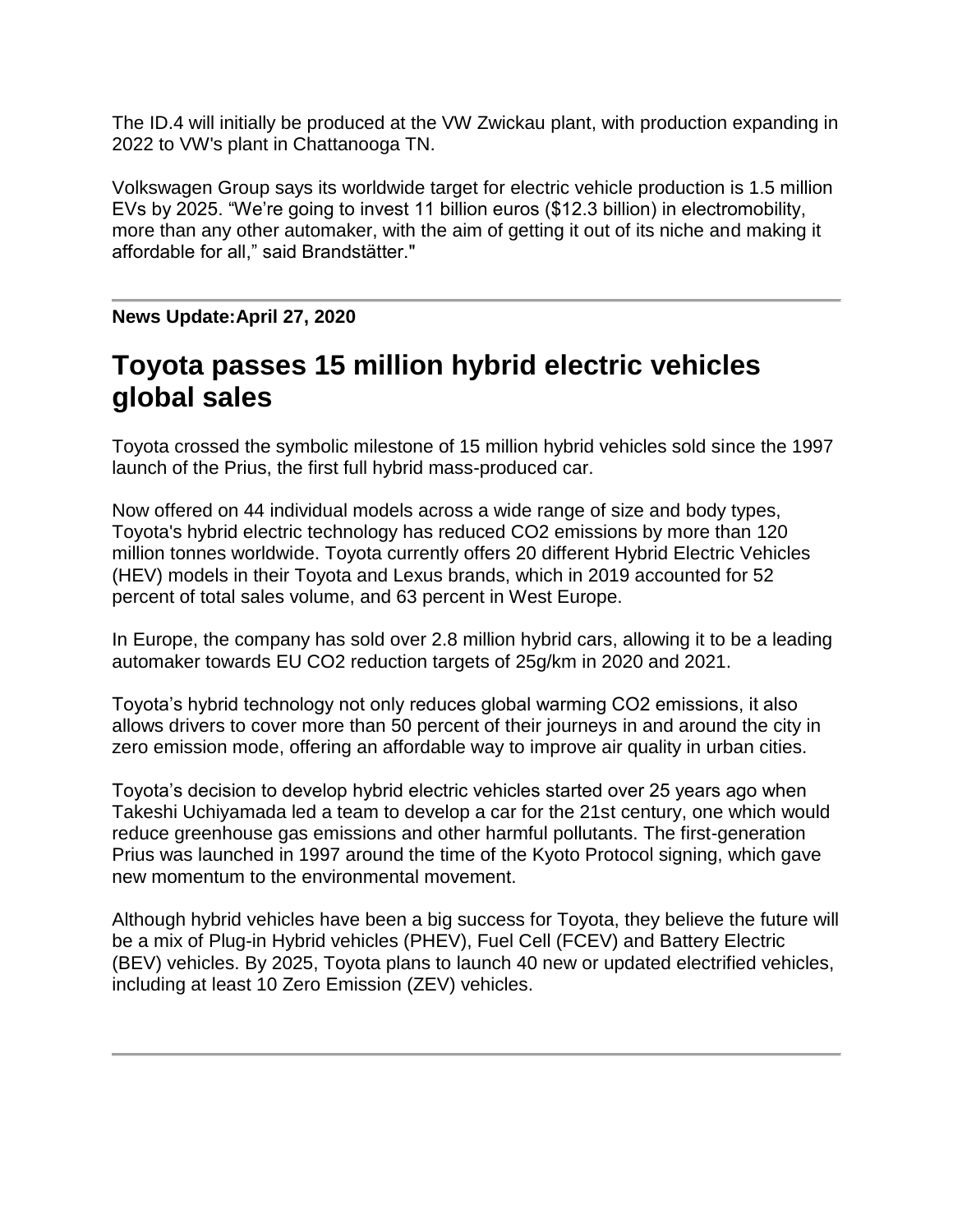The ID.4 will initially be produced at the VW Zwickau plant, with production expanding in 2022 to VW's plant in Chattanooga TN.

Volkswagen Group says its worldwide target for electric vehicle production is 1.5 million EVs by 2025. “We’re going to invest 11 billion euros ($12.3 billion) in electromobility, more than any other automaker, with the aim of getting it out of its niche and making it affordable for all,” said Brandstätter."

---

**News Update:April 27, 2020**

## Toyota passes 15 million hybrid electric vehicles global sales

Toyota crossed the symbolic milestone of 15 million hybrid vehicles sold since the 1997 launch of the Prius, the first full hybrid mass-produced car.

Now offered on 44 individual models across a wide range of size and body types, Toyota's hybrid electric technology has reduced $CO_2$ emissions by more than 120 million tonnes worldwide. Toyota currently offers 20 different Hybrid Electric Vehicles (HEV) models in their Toyota and Lexus brands, which in 2019 accounted for 52 percent of total sales volume, and 63 percent in West Europe.

In Europe, the company has sold over 2.8 million hybrid cars, allowing it to be a leading automaker towards EU $CO_2$ reduction targets of 25g/km in 2020 and 2021.

Toyota’s hybrid technology not only reduces global warming $CO_2$ emissions, it also allows drivers to cover more than 50 percent of their journeys in and around the city in zero emission mode, offering an affordable way to improve air quality in urban cities.

Toyota’s decision to develop hybrid electric vehicles started over 25 years ago when Takeshi Uchiyamada led a team to develop a car for the 21st century, one which would reduce greenhouse gas emissions and other harmful pollutants. The first-generation Prius was launched in 1997 around the time of the Kyoto Protocol signing, which gave new momentum to the environmental movement.

Although hybrid vehicles have been a big success for Toyota, they believe the future will be a mix of Plug-in Hybrid vehicles (PHEV), Fuel Cell (FCEV) and Battery Electric (BEV) vehicles. By 2025, Toyota plans to launch 40 new or updated electrified vehicles, including at least 10 Zero Emission (ZEV) vehicles.

---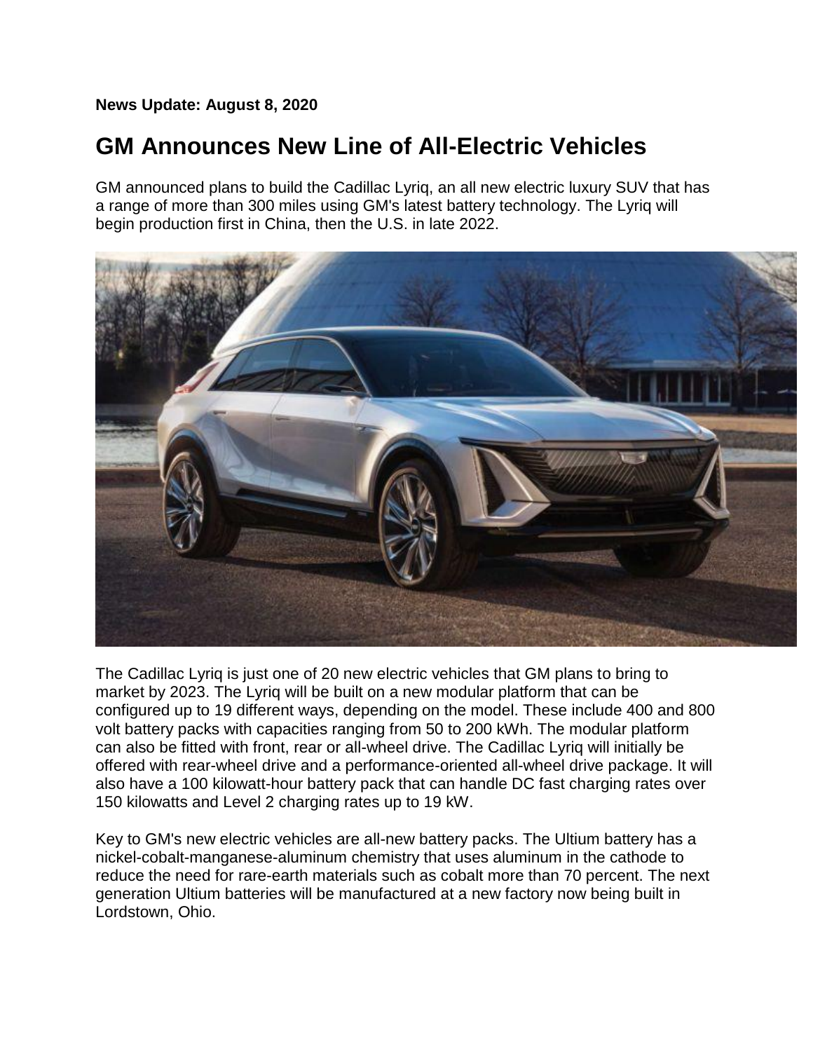**News Update: August 8, 2020**

# GM Announces New Line of All-Electric Vehicles

GM announced plans to build the Cadillac Lyriq, an all new electric luxury SUV that has a range of more than 300 miles using GM's latest battery technology. The Lyriq will begin production first in China, then the U.S. in late 2022.

The Cadillac Lyriq is just one of 20 new electric vehicles that GM plans to bring to market by 2023. The Lyriq will be built on a new modular platform that can be configured up to 19 different ways, depending on the model. These include 400 and 800 volt battery packs with capacities ranging from 50 to 200 kWh. The modular platform can also be fitted with front, rear or all-wheel drive. The Cadillac Lyriq will initially be offered with rear-wheel drive and a performance-oriented all-wheel drive package. It will also have a 100 kilowatt-hour battery pack that can handle DC fast charging rates over 150 kilowatts and Level 2 charging rates up to 19 kW.

Key to GM's new electric vehicles are all-new battery packs. The Ultium battery has a nickel-cobalt-manganese-aluminum chemistry that uses aluminum in the cathode to reduce the need for rare-earth materials such as cobalt more than 70 percent. The next generation Ultium batteries will be manufactured at a new factory now being built in Lordstown, Ohio.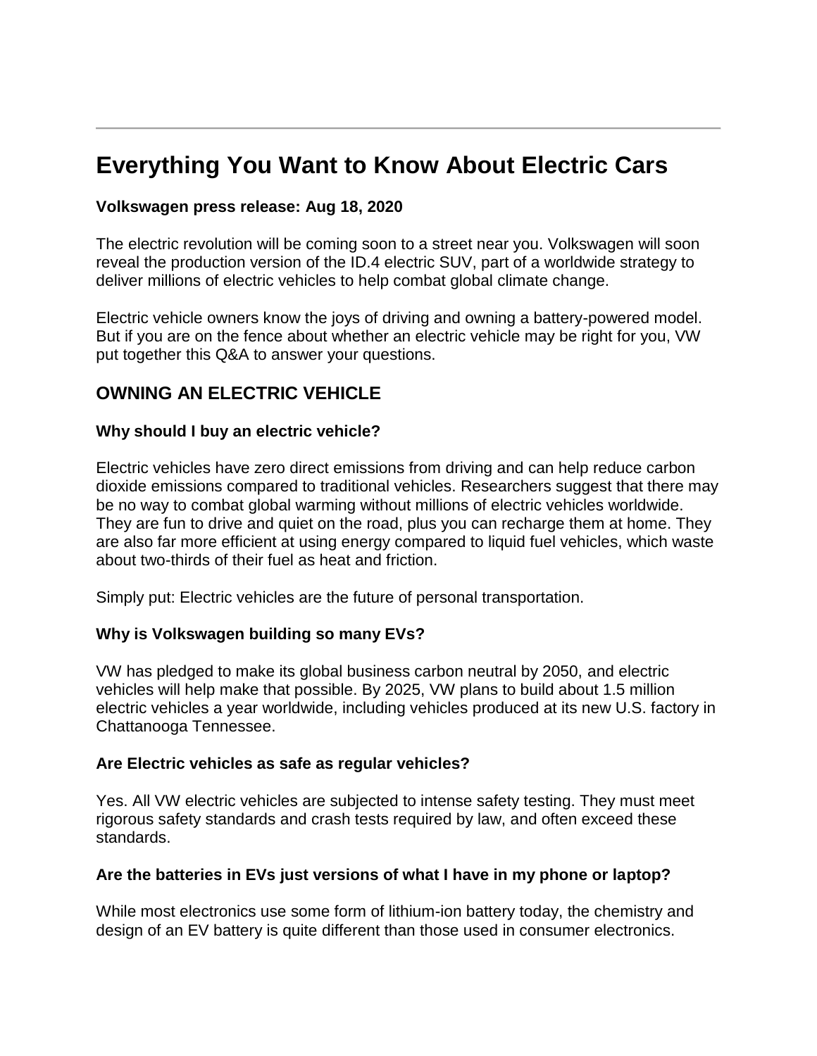# Everything You Want to Know About Electric Cars

**Volkswagen press release: Aug 18, 2020**

The electric revolution will be coming soon to a street near you. Volkswagen will soon reveal the production version of the ID.4 electric SUV, part of a worldwide strategy to deliver millions of electric vehicles to help combat global climate change.

Electric vehicle owners know the joys of driving and owning a battery-powered model. But if you are on the fence about whether an electric vehicle may be right for you, VW put together this Q&A to answer your questions.

## OWNING AN ELECTRIC VEHICLE

**Why should I buy an electric vehicle?**

Electric vehicles have zero direct emissions from driving and can help reduce carbon dioxide emissions compared to traditional vehicles. Researchers suggest that there may be no way to combat global warming without millions of electric vehicles worldwide. They are fun to drive and quiet on the road, plus you can recharge them at home. They are also far more efficient at using energy compared to liquid fuel vehicles, which waste about two-thirds of their fuel as heat and friction.

Simply put: Electric vehicles are the future of personal transportation.

**Why is Volkswagen building so many EVs?**

VW has pledged to make its global business carbon neutral by 2050, and electric vehicles will help make that possible. By 2025, VW plans to build about 1.5 million electric vehicles a year worldwide, including vehicles produced at its new U.S. factory in Chattanooga Tennessee.

**Are Electric vehicles as safe as regular vehicles?**

Yes. All VW electric vehicles are subjected to intense safety testing. They must meet rigorous safety standards and crash tests required by law, and often exceed these standards.

**Are the batteries in EVs just versions of what I have in my phone or laptop?**

While most electronics use some form of lithium-ion battery today, the chemistry and design of an EV battery is quite different than those used in consumer electronics.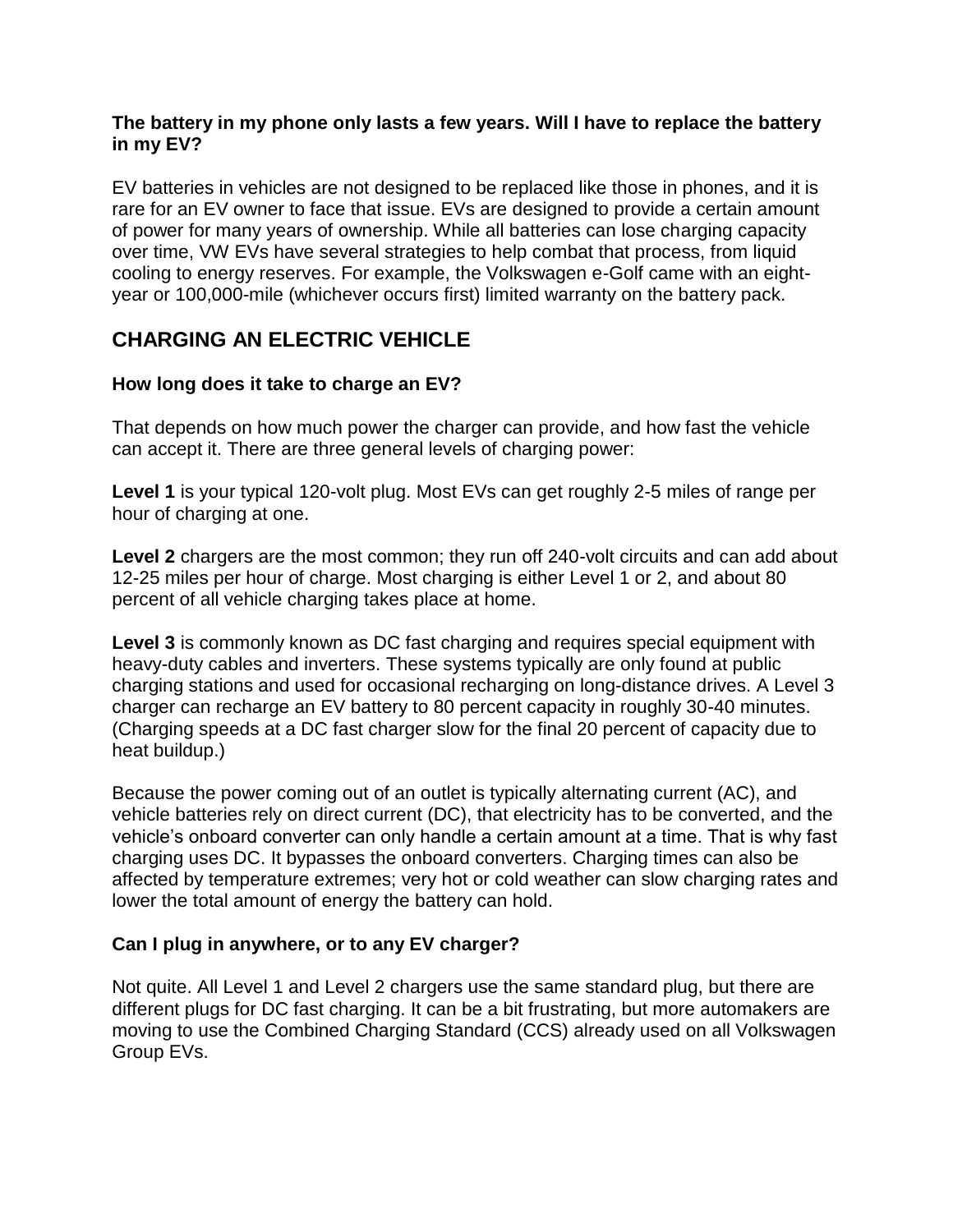**The battery in my phone only lasts a few years. Will I have to replace the battery in my EV?**

EV batteries in vehicles are not designed to be replaced like those in phones, and it is rare for an EV owner to face that issue. EVs are designed to provide a certain amount of power for many years of ownership. While all batteries can lose charging capacity over time, VW EVs have several strategies to help combat that process, from liquid cooling to energy reserves. For example, the Volkswagen e-Golf came with an eight-year or 100,000-mile (whichever occurs first) limited warranty on the battery pack.

## CHARGING AN ELECTRIC VEHICLE

**How long does it take to charge an EV?**

That depends on how much power the charger can provide, and how fast the vehicle can accept it. There are three general levels of charging power:

**Level 1** is your typical 120-volt plug. Most EVs can get roughly 2-5 miles of range per hour of charging at one.

**Level 2** chargers are the most common; they run off 240-volt circuits and can add about 12-25 miles per hour of charge. Most charging is either Level 1 or 2, and about 80 percent of all vehicle charging takes place at home.

**Level 3** is commonly known as DC fast charging and requires special equipment with heavy-duty cables and inverters. These systems typically are only found at public charging stations and used for occasional recharging on long-distance drives. A Level 3 charger can recharge an EV battery to 80 percent capacity in roughly 30-40 minutes. (Charging speeds at a DC fast charger slow for the final 20 percent of capacity due to heat buildup.)

Because the power coming out of an outlet is typically alternating current (AC), and vehicle batteries rely on direct current (DC), that electricity has to be converted, and the vehicle's onboard converter can only handle a certain amount at a time. That is why fast charging uses DC. It bypasses the onboard converters. Charging times can also be affected by temperature extremes; very hot or cold weather can slow charging rates and lower the total amount of energy the battery can hold.

**Can I plug in anywhere, or to any EV charger?**

Not quite. All Level 1 and Level 2 chargers use the same standard plug, but there are different plugs for DC fast charging. It can be a bit frustrating, but more automakers are moving to use the Combined Charging Standard (CCS) already used on all Volkswagen Group EVs.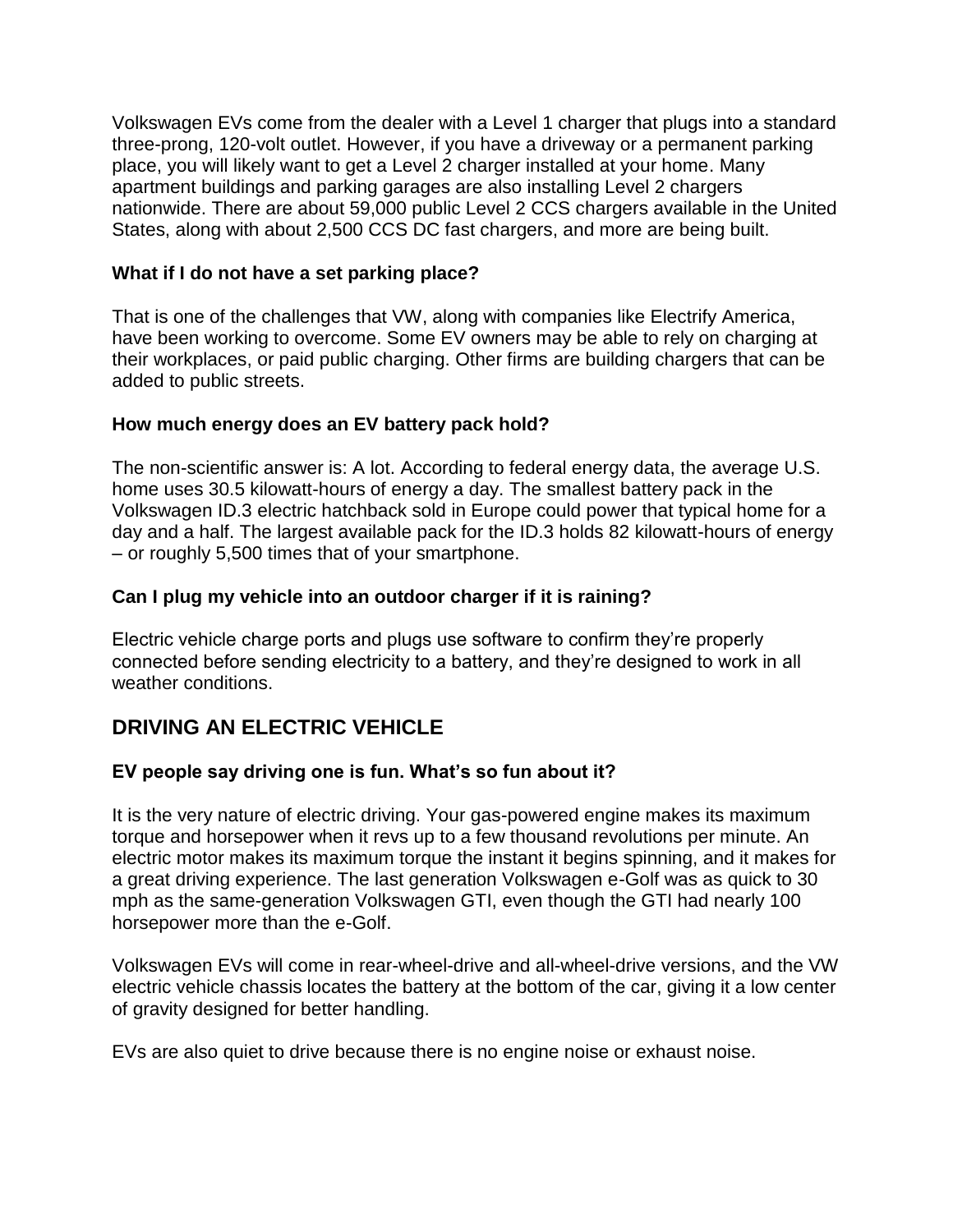Volkswagen EVs come from the dealer with a Level 1 charger that plugs into a standard three-prong, 120-volt outlet. However, if you have a driveway or a permanent parking place, you will likely want to get a Level 2 charger installed at your home. Many apartment buildings and parking garages are also installing Level 2 chargers nationwide. There are about 59,000 public Level 2 CCS chargers available in the United States, along with about 2,500 CCS DC fast chargers, and more are being built.

**What if I do not have a set parking place?**

That is one of the challenges that VW, along with companies like Electrify America, have been working to overcome. Some EV owners may be able to rely on charging at their workplaces, or paid public charging. Other firms are building chargers that can be added to public streets.

**How much energy does an EV battery pack hold?**

The non-scientific answer is: A lot. According to federal energy data, the average U.S. home uses 30.5 kilowatt-hours of energy a day. The smallest battery pack in the Volkswagen ID.3 electric hatchback sold in Europe could power that typical home for a day and a half. The largest available pack for the ID.3 holds 82 kilowatt-hours of energy – or roughly 5,500 times that of your smartphone.

**Can I plug my vehicle into an outdoor charger if it is raining?**

Electric vehicle charge ports and plugs use software to confirm they're properly connected before sending electricity to a battery, and they're designed to work in all weather conditions.

## DRIVING AN ELECTRIC VEHICLE

**EV people say driving one is fun. What's so fun about it?**

It is the very nature of electric driving. Your gas-powered engine makes its maximum torque and horsepower when it revs up to a few thousand revolutions per minute. An electric motor makes its maximum torque the instant it begins spinning, and it makes for a great driving experience. The last generation Volkswagen e-Golf was as quick to 30 mph as the same-generation Volkswagen GTI, even though the GTI had nearly 100 horsepower more than the e-Golf.

Volkswagen EVs will come in rear-wheel-drive and all-wheel-drive versions, and the VW electric vehicle chassis locates the battery at the bottom of the car, giving it a low center of gravity designed for better handling.

EVs are also quiet to drive because there is no engine noise or exhaust noise.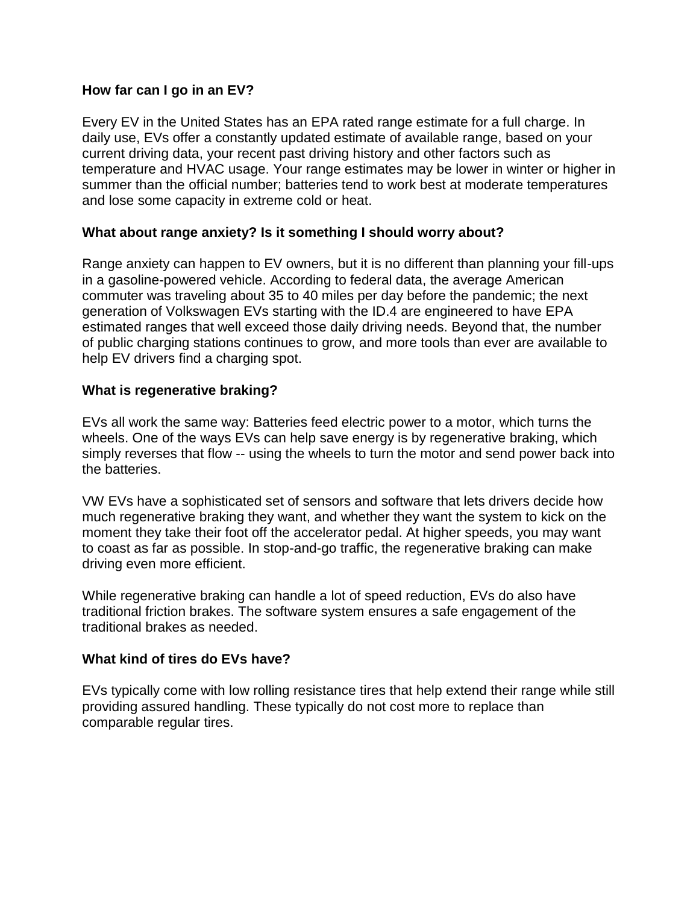**How far can I go in an EV?**

Every EV in the United States has an EPA rated range estimate for a full charge. In daily use, EVs offer a constantly updated estimate of available range, based on your current driving data, your recent past driving history and other factors such as temperature and HVAC usage. Your range estimates may be lower in winter or higher in summer than the official number; batteries tend to work best at moderate temperatures and lose some capacity in extreme cold or heat.

**What about range anxiety? Is it something I should worry about?**

Range anxiety can happen to EV owners, but it is no different than planning your fill-ups in a gasoline-powered vehicle. According to federal data, the average American commuter was traveling about 35 to 40 miles per day before the pandemic; the next generation of Volkswagen EVs starting with the ID.4 are engineered to have EPA estimated ranges that well exceed those daily driving needs. Beyond that, the number of public charging stations continues to grow, and more tools than ever are available to help EV drivers find a charging spot.

**What is regenerative braking?**

EVs all work the same way: Batteries feed electric power to a motor, which turns the wheels. One of the ways EVs can help save energy is by regenerative braking, which simply reverses that flow -- using the wheels to turn the motor and send power back into the batteries.

VW EVs have a sophisticated set of sensors and software that lets drivers decide how much regenerative braking they want, and whether they want the system to kick on the moment they take their foot off the accelerator pedal. At higher speeds, you may want to coast as far as possible. In stop-and-go traffic, the regenerative braking can make driving even more efficient.

While regenerative braking can handle a lot of speed reduction, EVs do also have traditional friction brakes. The software system ensures a safe engagement of the traditional brakes as needed.

**What kind of tires do EVs have?**

EVs typically come with low rolling resistance tires that help extend their range while still providing assured handling. These typically do not cost more to replace than comparable regular tires.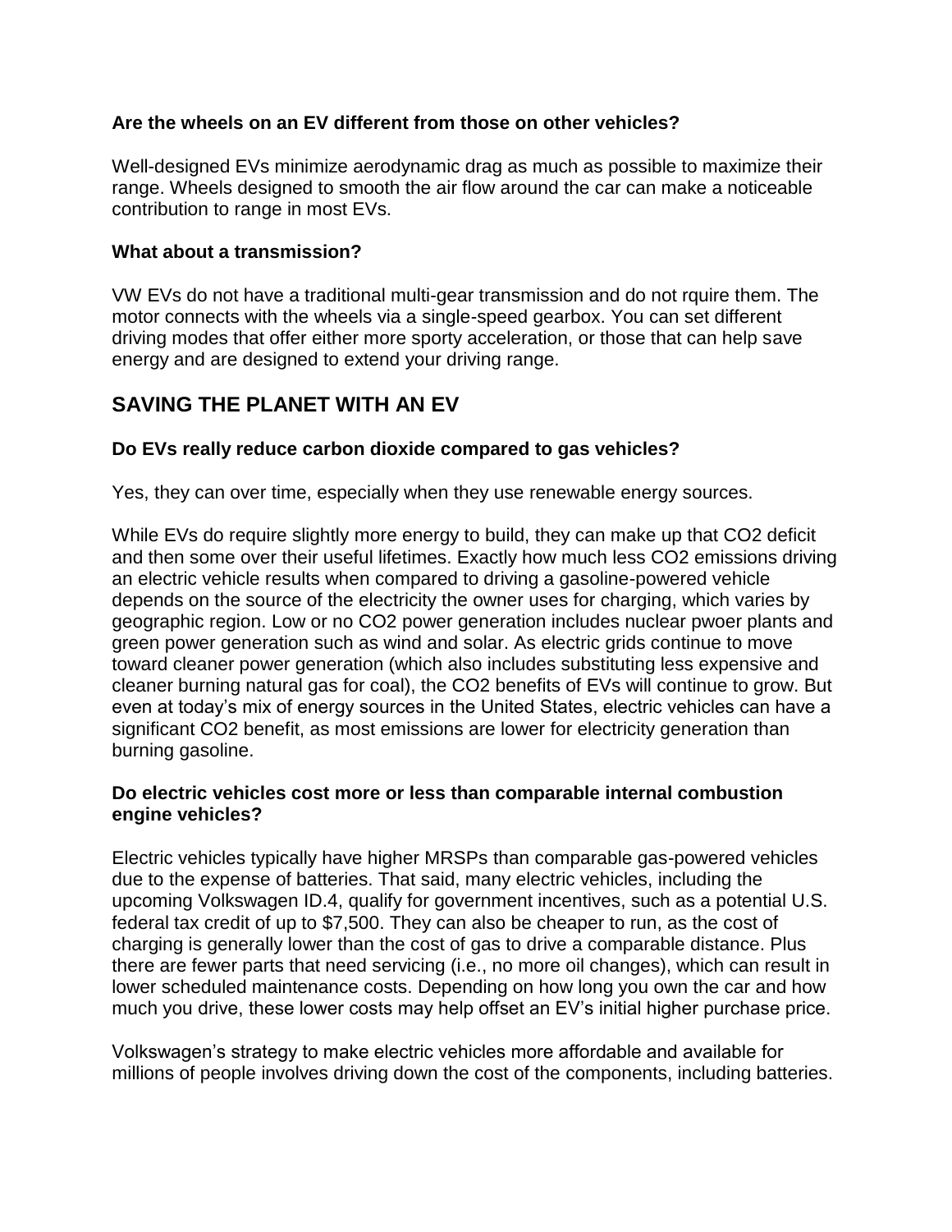### Are the wheels on an EV different from those on other vehicles?

Well-designed EVs minimize aerodynamic drag as much as possible to maximize their range. Wheels designed to smooth the air flow around the car can make a noticeable contribution to range in most EVs.

### What about a transmission?

VW EVs do not have a traditional multi-gear transmission and do not rquire them. The motor connects with the wheels via a single-speed gearbox. You can set different driving modes that offer either more sporty acceleration, or those that can help save energy and are designed to extend your driving range.

## SAVING THE PLANET WITH AN EV

### Do EVs really reduce carbon dioxide compared to gas vehicles?

Yes, they can over time, especially when they use renewable energy sources.

While EVs do require slightly more energy to build, they can make up that CO2 deficit and then some over their useful lifetimes. Exactly how much less CO2 emissions driving an electric vehicle results when compared to driving a gasoline-powered vehicle depends on the source of the electricity the owner uses for charging, which varies by geographic region. Low or no CO2 power generation includes nuclear pwoer plants and green power generation such as wind and solar. As electric grids continue to move toward cleaner power generation (which also includes substituting less expensive and cleaner burning natural gas for coal), the CO2 benefits of EVs will continue to grow. But even at today's mix of energy sources in the United States, electric vehicles can have a significant CO2 benefit, as most emissions are lower for electricity generation than burning gasoline.

### Do electric vehicles cost more or less than comparable internal combustion engine vehicles?

Electric vehicles typically have higher MRSPs than comparable gas-powered vehicles due to the expense of batteries. That said, many electric vehicles, including the upcoming Volkswagen ID.4, qualify for government incentives, such as a potential U.S. federal tax credit of up to $7,500. They can also be cheaper to run, as the cost of charging is generally lower than the cost of gas to drive a comparable distance. Plus there are fewer parts that need servicing (i.e., no more oil changes), which can result in lower scheduled maintenance costs. Depending on how long you own the car and how much you drive, these lower costs may help offset an EV's initial higher purchase price.

Volkswagen's strategy to make electric vehicles more affordable and available for millions of people involves driving down the cost of the components, including batteries.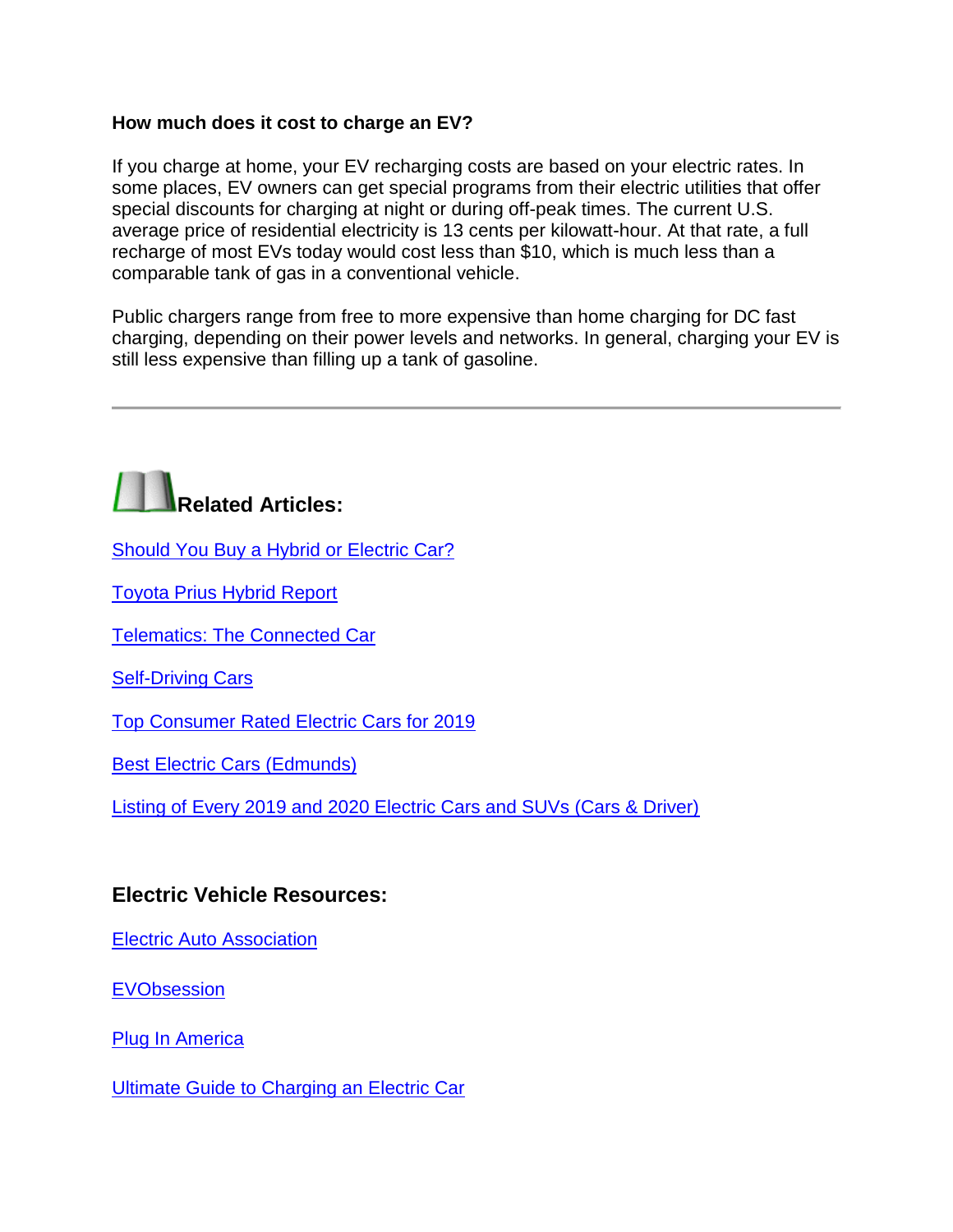**How much does it cost to charge an EV?**

If you charge at home, your EV recharging costs are based on your electric rates. In some places, EV owners can get special programs from their electric utilities that offer special discounts for charging at night or during off-peak times. The current U.S. average price of residential electricity is 13 cents per kilowatt-hour. At that rate, a full recharge of most EVs today would cost less than $10, which is much less than a comparable tank of gas in a conventional vehicle.

Public chargers range from free to more expensive than home charging for DC fast charging, depending on their power levels and networks. In general, charging your EV is still less expensive than filling up a tank of gasoline.

---

### Related Articles:

Should You Buy a Hybrid or Electric Car?

Toyota Prius Hybrid Report

Telematics: The Connected Car

Self-Driving Cars

Top Consumer Rated Electric Cars for 2019

Best Electric Cars (Edmunds)

Listing of Every 2019 and 2020 Electric Cars and SUVs (Cars & Driver)

### Electric Vehicle Resources:

Electric Auto Association

EVObsession

Plug In America

Ultimate Guide to Charging an Electric Car